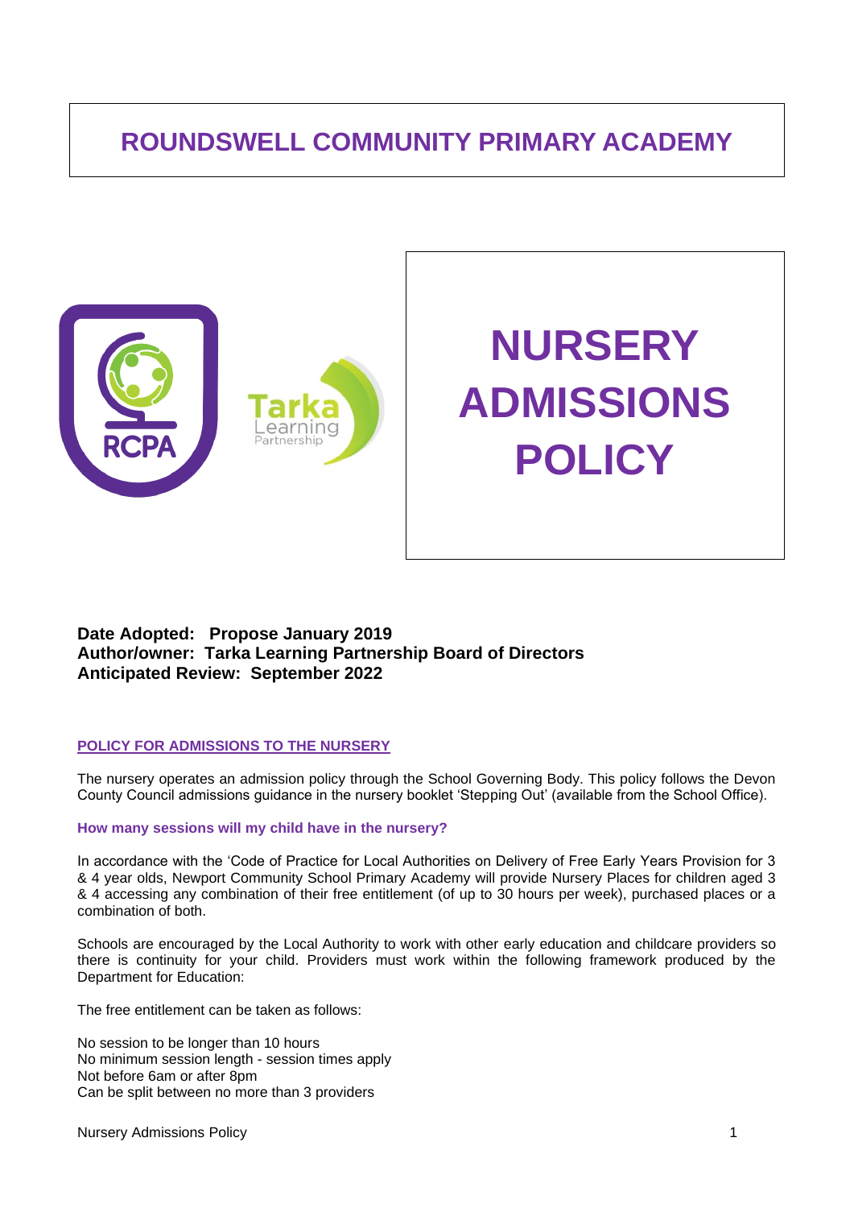# ROUNDSWELL COMMUNITY PRIMARY ACADEMY

# NURSERY ADMISSIONS POLICY

**Date Adopted: Propose January 2019**
**Author/owner: Tarka Learning Partnership Board of Directors**
**Anticipated Review: September 2022**

## POLICY FOR ADMISSIONS TO THE NURSERY

The nursery operates an admission policy through the School Governing Body. This policy follows the Devon County Council admissions guidance in the nursery booklet 'Stepping Out' (available from the School Office).

### How many sessions will my child have in the nursery?

In accordance with the 'Code of Practice for Local Authorities on Delivery of Free Early Years Provision for 3 & 4 year olds, Newport Community School Primary Academy will provide Nursery Places for children aged 3 & 4 accessing any combination of their free entitlement (of up to 30 hours per week), purchased places or a combination of both.

Schools are encouraged by the Local Authority to work with other early education and childcare providers so there is continuity for your child. Providers must work within the following framework produced by the Department for Education:

The free entitlement can be taken as follows:

No session to be longer than 10 hours
No minimum session length - session times apply
Not before 6am or after 8pm
Can be split between no more than 3 providers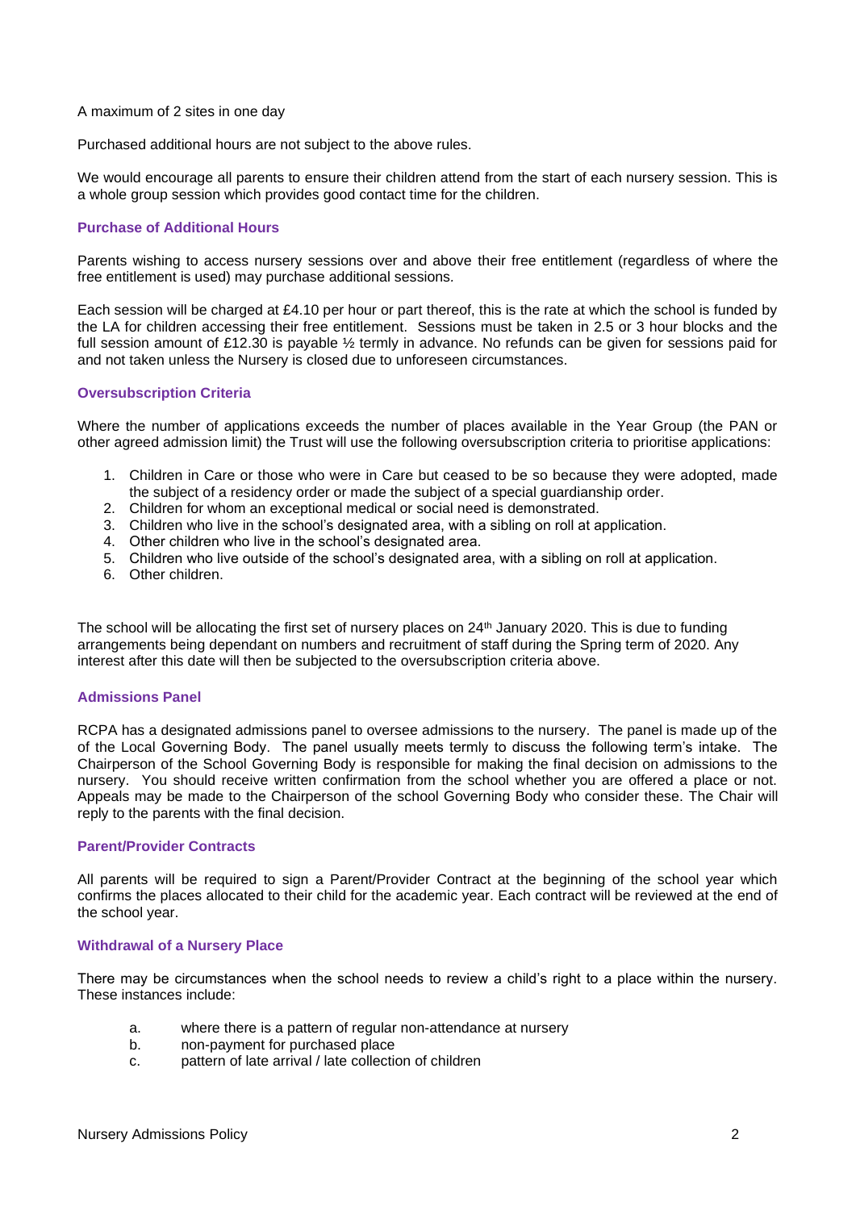A maximum of 2 sites in one day

Purchased additional hours are not subject to the above rules.

We would encourage all parents to ensure their children attend from the start of each nursery session. This is a whole group session which provides good contact time for the children.

### Purchase of Additional Hours

Parents wishing to access nursery sessions over and above their free entitlement (regardless of where the free entitlement is used) may purchase additional sessions.

Each session will be charged at £4.10 per hour or part thereof, this is the rate at which the school is funded by the LA for children accessing their free entitlement. Sessions must be taken in 2.5 or 3 hour blocks and the full session amount of £12.30 is payable ½ termly in advance. No refunds can be given for sessions paid for and not taken unless the Nursery is closed due to unforeseen circumstances.

### Oversubscription Criteria

Where the number of applications exceeds the number of places available in the Year Group (the PAN or other agreed admission limit) the Trust will use the following oversubscription criteria to prioritise applications:

1. Children in Care or those who were in Care but ceased to be so because they were adopted, made the subject of a residency order or made the subject of a special guardianship order.
2. Children for whom an exceptional medical or social need is demonstrated.
3. Children who live in the school's designated area, with a sibling on roll at application.
4. Other children who live in the school's designated area.
5. Children who live outside of the school's designated area, with a sibling on roll at application.
6. Other children.

The school will be allocating the first set of nursery places on 24th January 2020. This is due to funding arrangements being dependant on numbers and recruitment of staff during the Spring term of 2020. Any interest after this date will then be subjected to the oversubscription criteria above.

### Admissions Panel

RCPA has a designated admissions panel to oversee admissions to the nursery. The panel is made up of the of the Local Governing Body. The panel usually meets termly to discuss the following term's intake. The Chairperson of the School Governing Body is responsible for making the final decision on admissions to the nursery. You should receive written confirmation from the school whether you are offered a place or not. Appeals may be made to the Chairperson of the school Governing Body who consider these. The Chair will reply to the parents with the final decision.

### Parent/Provider Contracts

All parents will be required to sign a Parent/Provider Contract at the beginning of the school year which confirms the places allocated to their child for the academic year. Each contract will be reviewed at the end of the school year.

### Withdrawal of a Nursery Place

There may be circumstances when the school needs to review a child's right to a place within the nursery. These instances include:

a. where there is a pattern of regular non-attendance at nursery
b. non-payment for purchased place
c. pattern of late arrival / late collection of children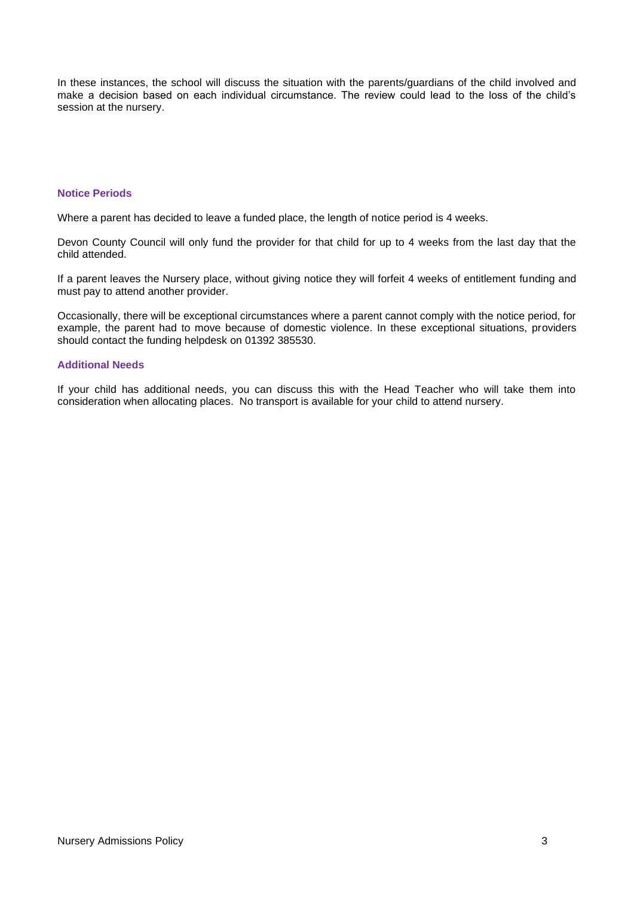In these instances, the school will discuss the situation with the parents/guardians of the child involved and make a decision based on each individual circumstance. The review could lead to the loss of the child's session at the nursery.

### Notice Periods

Where a parent has decided to leave a funded place, the length of notice period is 4 weeks.

Devon County Council will only fund the provider for that child for up to 4 weeks from the last day that the child attended.

If a parent leaves the Nursery place, without giving notice they will forfeit 4 weeks of entitlement funding and must pay to attend another provider.

Occasionally, there will be exceptional circumstances where a parent cannot comply with the notice period, for example, the parent had to move because of domestic violence. In these exceptional situations, providers should contact the funding helpdesk on 01392 385530.

### Additional Needs

If your child has additional needs, you can discuss this with the Head Teacher who will take them into consideration when allocating places. No transport is available for your child to attend nursery.